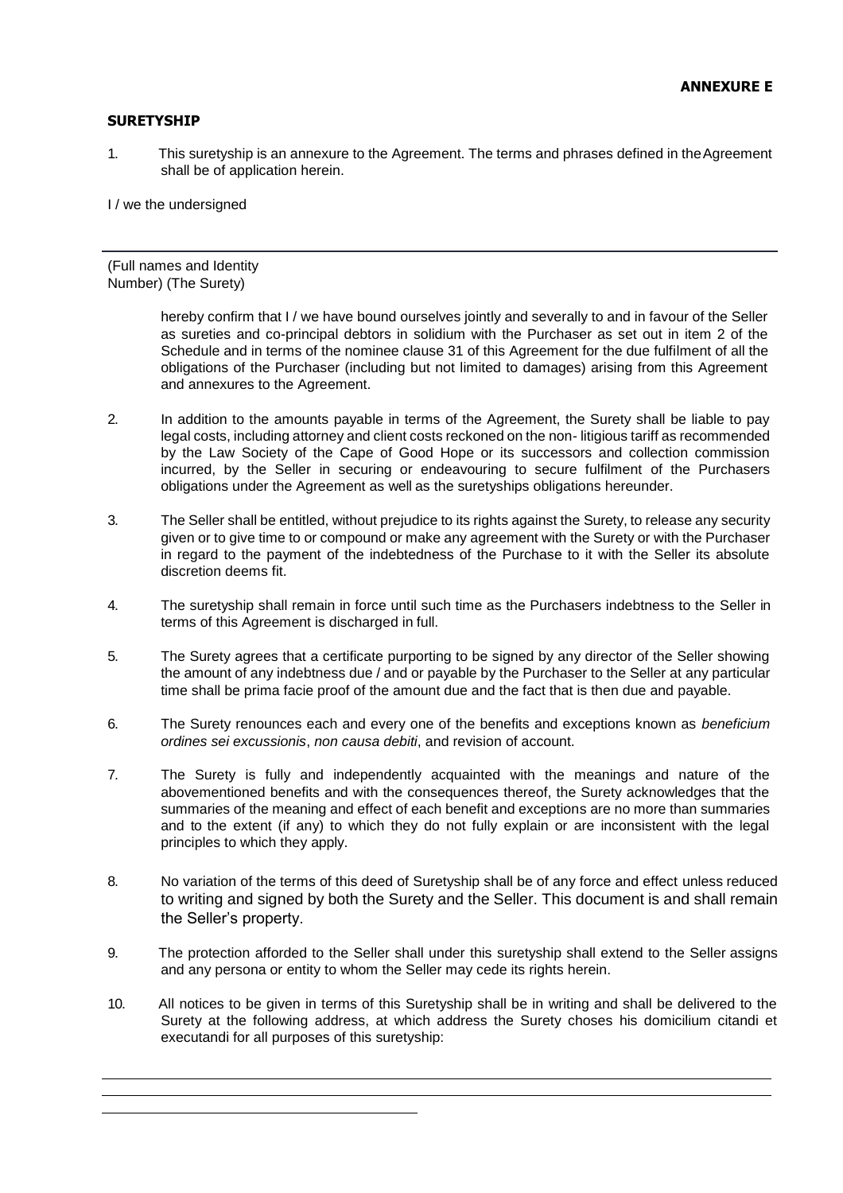**ANNEXURE E**

**SURETYSHIP**

1. This suretyship is an annexure to the Agreement. The terms and phrases defined in the Agreement shall be of application herein.

I / we the undersigned

---

(Full names and Identity Number) (The Surety)

hereby confirm that I / we have bound ourselves jointly and severally to and in favour of the Seller as sureties and co-principal debtors in solidium with the Purchaser as set out in item 2 of the Schedule and in terms of the nominee clause 31 of this Agreement for the due fulfilment of all the obligations of the Purchaser (including but not limited to damages) arising from this Agreement and annexures to the Agreement.

2. In addition to the amounts payable in terms of the Agreement, the Surety shall be liable to pay legal costs, including attorney and client costs reckoned on the non- litigious tariff as recommended by the Law Society of the Cape of Good Hope or its successors and collection commission incurred, by the Seller in securing or endeavouring to secure fulfilment of the Purchasers obligations under the Agreement as well as the suretyships obligations hereunder.

3. The Seller shall be entitled, without prejudice to its rights against the Surety, to release any security given or to give time to or compound or make any agreement with the Surety or with the Purchaser in regard to the payment of the indebtedness of the Purchase to it with the Seller its absolute discretion deems fit.

4. The suretyship shall remain in force until such time as the Purchasers indebtness to the Seller in terms of this Agreement is discharged in full.

5. The Surety agrees that a certificate purporting to be signed by any director of the Seller showing the amount of any indebtness due / and or payable by the Purchaser to the Seller at any particular time shall be prima facie proof of the amount due and the fact that is then due and payable.

6. The Surety renounces each and every one of the benefits and exceptions known as *beneficium ordines sei excussionis*, *non causa debiti*, and revision of account.

7. The Surety is fully and independently acquainted with the meanings and nature of the abovementioned benefits and with the consequences thereof, the Surety acknowledges that the summaries of the meaning and effect of each benefit and exceptions are no more than summaries and to the extent (if any) to which they do not fully explain or are inconsistent with the legal principles to which they apply.

8. No variation of the terms of this deed of Suretyship shall be of any force and effect unless reduced to writing and signed by both the Surety and the Seller. This document is and shall remain the Seller's property.

9. The protection afforded to the Seller shall under this suretyship shall extend to the Seller assigns and any persona or entity to whom the Seller may cede its rights herein.

10. All notices to be given in terms of this Suretyship shall be in writing and shall be delivered to the Surety at the following address, at which address the Surety choses his domicilium citandi et executandi for all purposes of this suretyship:

---

---

---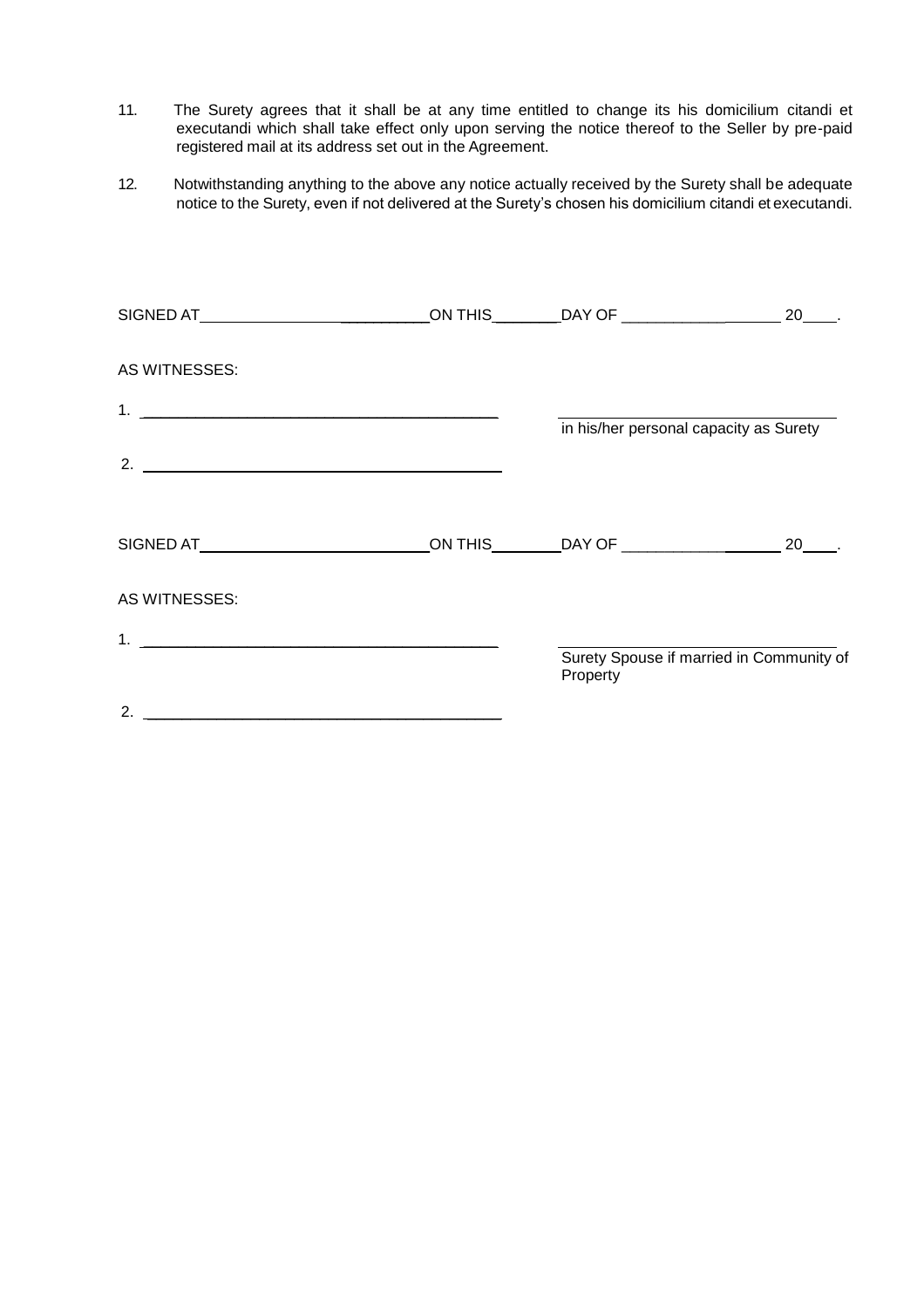11. The Surety agrees that it shall be at any time entitled to change its his domicilium citandi et executandi which shall take effect only upon serving the notice thereof to the Seller by pre-paid registered mail at its address set out in the Agreement.

12. Notwithstanding anything to the above any notice actually received by the Surety shall be adequate notice to the Surety, even if not delivered at the Surety's chosen his domicilium citandi et executandi.

SIGNED AT____________________________ON THIS________DAY OF ___________________ 20____.

AS WITNESSES:

1. ________________________________________

________________________________________
in his/her personal capacity as Surety

2. ________________________________________

SIGNED AT____________________________ON THIS________DAY OF ___________________ 20____.

AS WITNESSES:

1. ________________________________________

________________________________________
Surety Spouse if married in Community of Property

2. ________________________________________